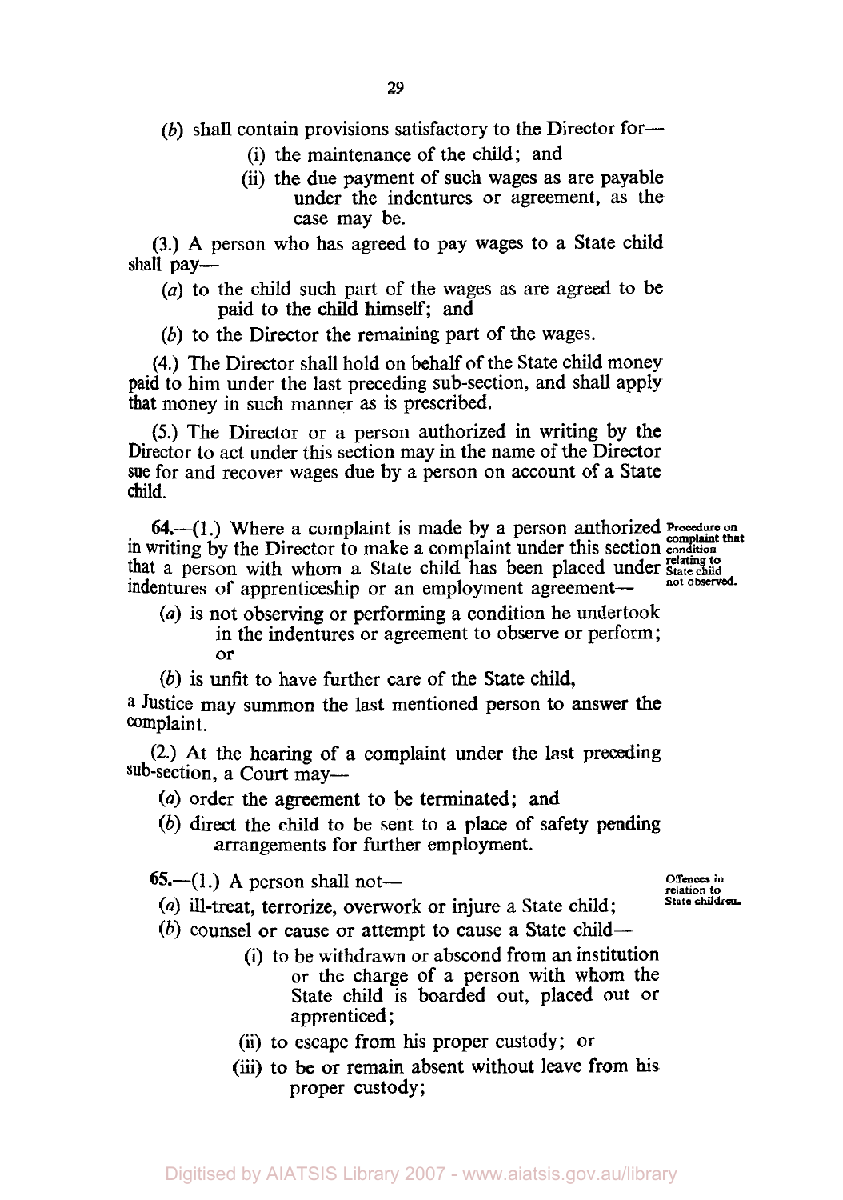(*b*) shall contain provisions satisfactory to the Director for—

(i) the maintenance of the child; and

(ii) the due payment of such wages as are payable under the indentures or agreement, as the case may be.

(3.) A person who has agreed to pay wages to a State child shall pay—

(*a*) to the child such part of the wages as are agreed to be paid to the child himself; and

(*b*) to the Director the remaining part of the wages.

(4.) The Director shall hold on behalf of the State child money paid to him under the last preceding sub-section, and shall apply that money in such manner as is prescribed.

(5.) The Director or a person authorized in writing by the Director to act under this section may in the name of the Director sue for and recover wages due by a person on account of a State child.

**Procedure on complaint that condition relating to State child not observed.**

**64.**—(1.) Where a complaint is made by a person authorized in writing by the Director to make a complaint under this section that a person with whom a State child has been placed under indentures of apprenticeship or an employment agreement—

(*a*) is not observing or performing a condition he undertook in the indentures or agreement to observe or perform; or

(*b*) is unfit to have further care of the State child,

a Justice may summon the last mentioned person to answer the complaint.

(2.) At the hearing of a complaint under the last preceding sub-section, a Court may—

(*a*) order the agreement to be terminated; and

(*b*) direct the child to be sent to a place of safety pending arrangements for further employment.

**Offences in relation to State children.**

**65.**—(1.) A person shall not—

(*a*) ill-treat, terrorize, overwork or injure a State child;

(*b*) counsel or cause or attempt to cause a State child—

(i) to be withdrawn or abscond from an institution or the charge of a person with whom the State child is boarded out, placed out or apprenticed;

(ii) to escape from his proper custody; or

(iii) to be or remain absent without leave from his proper custody;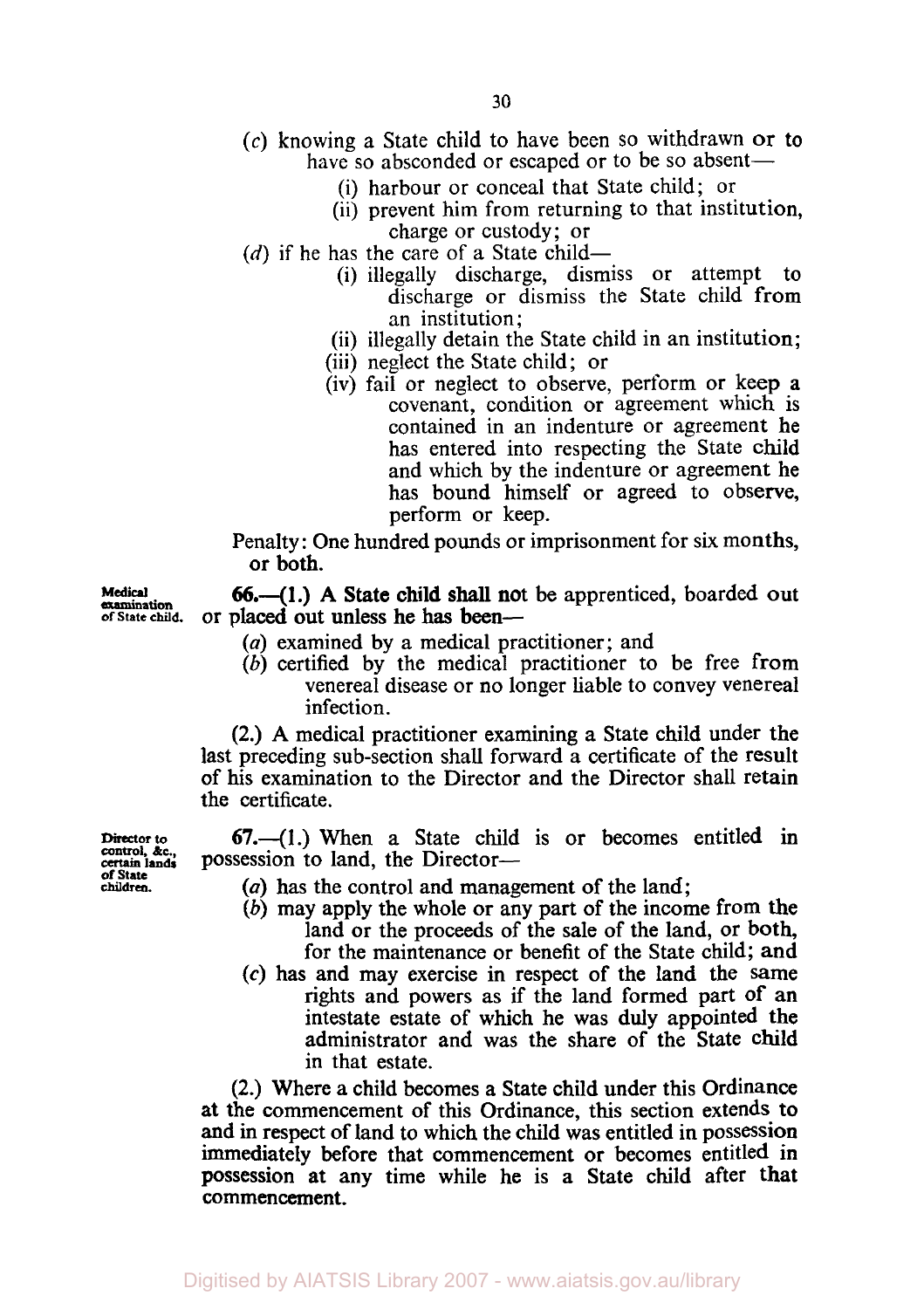(*c*) knowing a State child to have been so withdrawn or to have so absconded or escaped or to be so absent—

(i) harbour or conceal that State child; or

(ii) prevent him from returning to that institution, charge or custody; or

(*d*) if he has the care of a State child—

(i) illegally discharge, dismiss or attempt to discharge or dismiss the State child from an institution;

(ii) illegally detain the State child in an institution;

(iii) neglect the State child; or

(iv) fail or neglect to observe, perform or keep a covenant, condition or agreement which is contained in an indenture or agreement he has entered into respecting the State child and which by the indenture or agreement he has bound himself or agreed to observe, perform or keep.

Penalty: One hundred pounds or imprisonment for six months, or both.

**Medical examination of State child.**

**66.—(1.)** A State child shall not be apprenticed, boarded out or placed out unless he has been—

(*a*) examined by a medical practitioner; and

(*b*) certified by the medical practitioner to be free from venereal disease or no longer liable to convey venereal infection.

(2.) A medical practitioner examining a State child under the last preceding sub-section shall forward a certificate of the result of his examination to the Director and the Director shall retain the certificate.

**Director to control, &c., certain lands of State children.**

**67.—(1.)** When a State child is or becomes entitled in possession to land, the Director—

(*a*) has the control and management of the land;

(*b*) may apply the whole or any part of the income from the land or the proceeds of the sale of the land, or both, for the maintenance or benefit of the State child; and

(*c*) has and may exercise in respect of the land the same rights and powers as if the land formed part of an intestate estate of which he was duly appointed the administrator and was the share of the State child in that estate.

(2.) Where a child becomes a State child under this Ordinance at the commencement of this Ordinance, this section extends to and in respect of land to which the child was entitled in possession immediately before that commencement or becomes entitled in possession at any time while he is a State child after that commencement.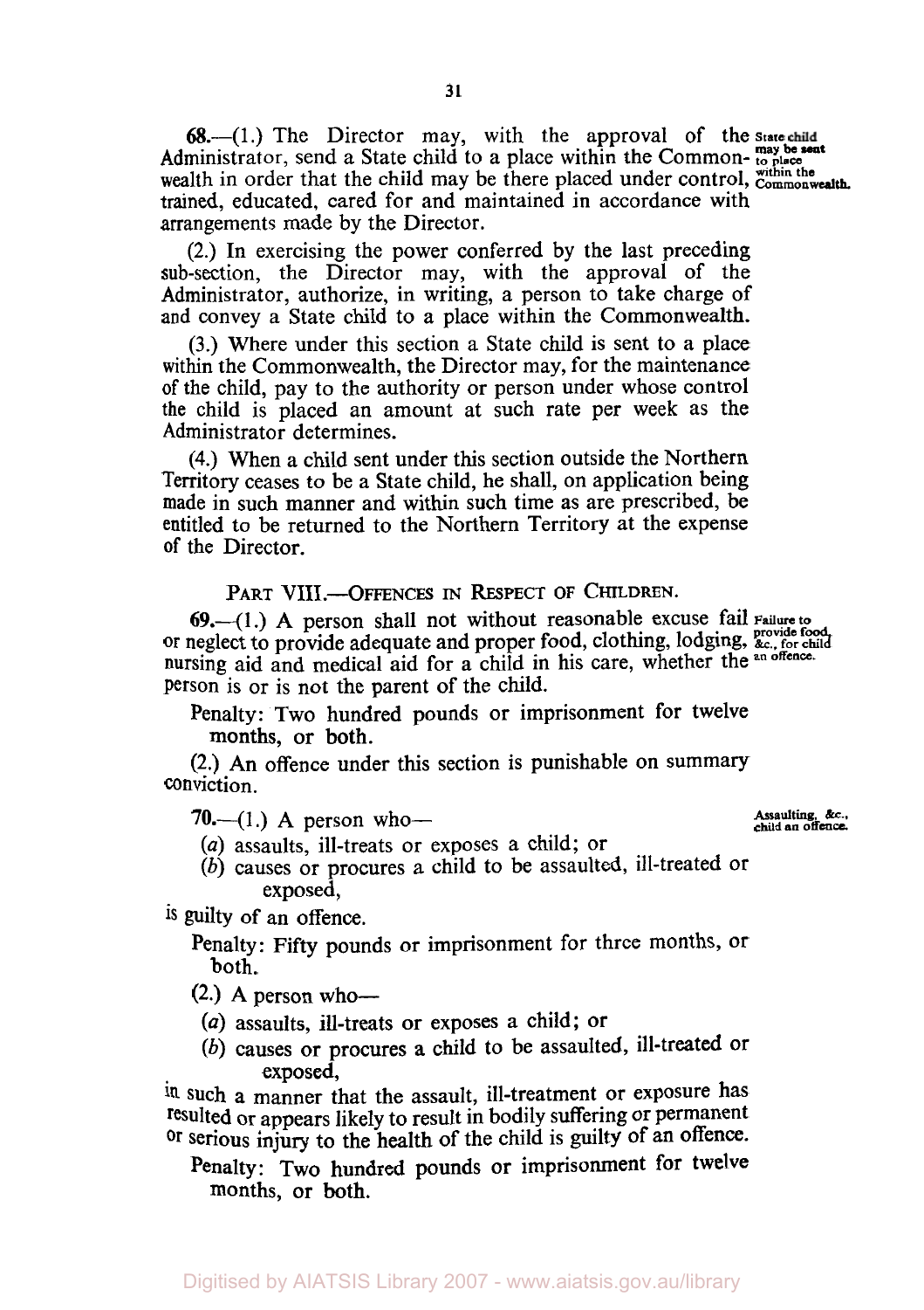**68.**—(1.) The Director may, with the approval of the Administrator, send a State child to a place within the Commonwealth in order that the child may be there placed under control, trained, educated, cared for and maintained in accordance with arrangements made by the Director.

State child may be sent to place within the Commonwealth.

(2.) In exercising the power conferred by the last preceding sub-section, the Director may, with the approval of the Administrator, authorize, in writing, a person to take charge of and convey a State child to a place within the Commonwealth.

(3.) Where under this section a State child is sent to a place within the Commonwealth, the Director may, for the maintenance of the child, pay to the authority or person under whose control the child is placed an amount at such rate per week as the Administrator determines.

(4.) When a child sent under this section outside the Northern Territory ceases to be a State child, he shall, on application being made in such manner and within such time as are prescribed, be entitled to be returned to the Northern Territory at the expense of the Director.

## PART VIII.—OFFENCES IN RESPECT OF CHILDREN.

**69.**—(1.) A person shall not without reasonable excuse fail or neglect to provide adequate and proper food, clothing, lodging, nursing aid and medical aid for a child in his care, whether the person is or is not the parent of the child.

Failure to provide food, &c., for child an offence.

Penalty: Two hundred pounds or imprisonment for twelve months, or both.

(2.) An offence under this section is punishable on summary conviction.

**70.**—(1.) A person who—

Assaulting, &c., child an offence.

(*a*) assaults, ill-treats or exposes a child; or

(*b*) causes or procures a child to be assaulted, ill-treated or exposed,

is guilty of an offence.

Penalty: Fifty pounds or imprisonment for three months, or both.

(2.) A person who—

(*a*) assaults, ill-treats or exposes a child; or

(*b*) causes or procures a child to be assaulted, ill-treated or exposed,

in such a manner that the assault, ill-treatment or exposure has resulted or appears likely to result in bodily suffering or permanent or serious injury to the health of the child is guilty of an offence.

Penalty: Two hundred pounds or imprisonment for twelve months, or both.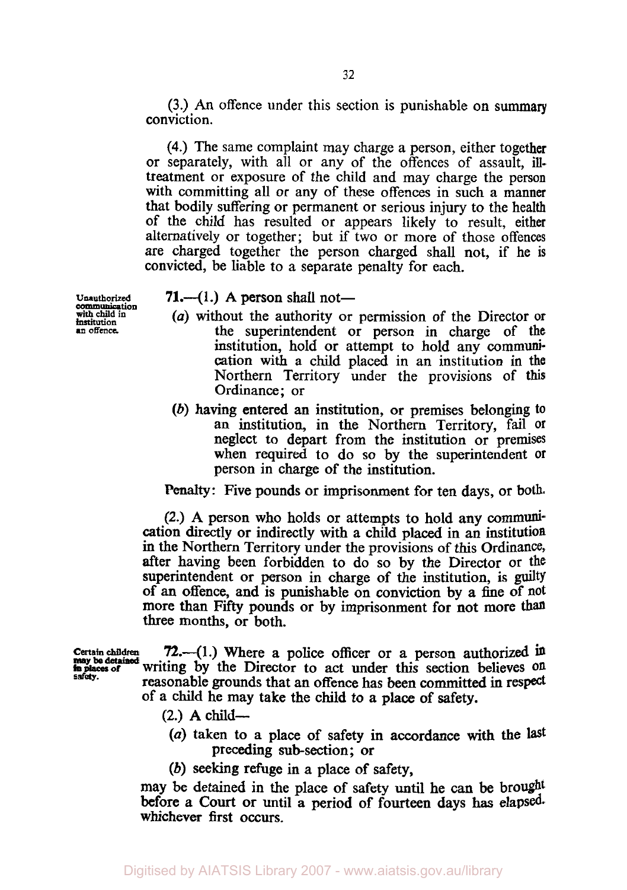(3.) An offence under this section is punishable on summary conviction.

(4.) The same complaint may charge a person, either together or separately, with all or any of the offences of assault, ill-treatment or exposure of the child and may charge the person with committing all or any of these offences in such a manner that bodily suffering or permanent or serious injury to the health of the child has resulted or appears likely to result, either alternatively or together; but if two or more of those offences are charged together the person charged shall not, if he is convicted, be liable to a separate penalty for each.

*Unauthorized communication with child in institution an offence.*

**71.**—(1.) A person shall not—

(*a*) without the authority or permission of the Director or the superintendent or person in charge of the institution, hold or attempt to hold any communication with a child placed in an institution in the Northern Territory under the provisions of this Ordinance; or

(*b*) having entered an institution, or premises belonging to an institution, in the Northern Territory, fail or neglect to depart from the institution or premises when required to do so by the superintendent or person in charge of the institution.

Penalty: Five pounds or imprisonment for ten days, or both.

(2.) A person who holds or attempts to hold any communication directly or indirectly with a child placed in an institution in the Northern Territory under the provisions of this Ordinance, after having been forbidden to do so by the Director or the superintendent or person in charge of the institution, is guilty of an offence, and is punishable on conviction by a fine of not more than Fifty pounds or by imprisonment for not more than three months, or both.

*Certain children may be detained in places of safety.*

**72.**—(1.) Where a police officer or a person authorized in writing by the Director to act under this section believes on reasonable grounds that an offence has been committed in respect of a child he may take the child to a place of safety.

(2.) A child—

(*a*) taken to a place of safety in accordance with the last preceding sub-section; or

(*b*) seeking refuge in a place of safety,

may be detained in the place of safety until he can be brought before a Court or until a period of fourteen days has elapsed, whichever first occurs.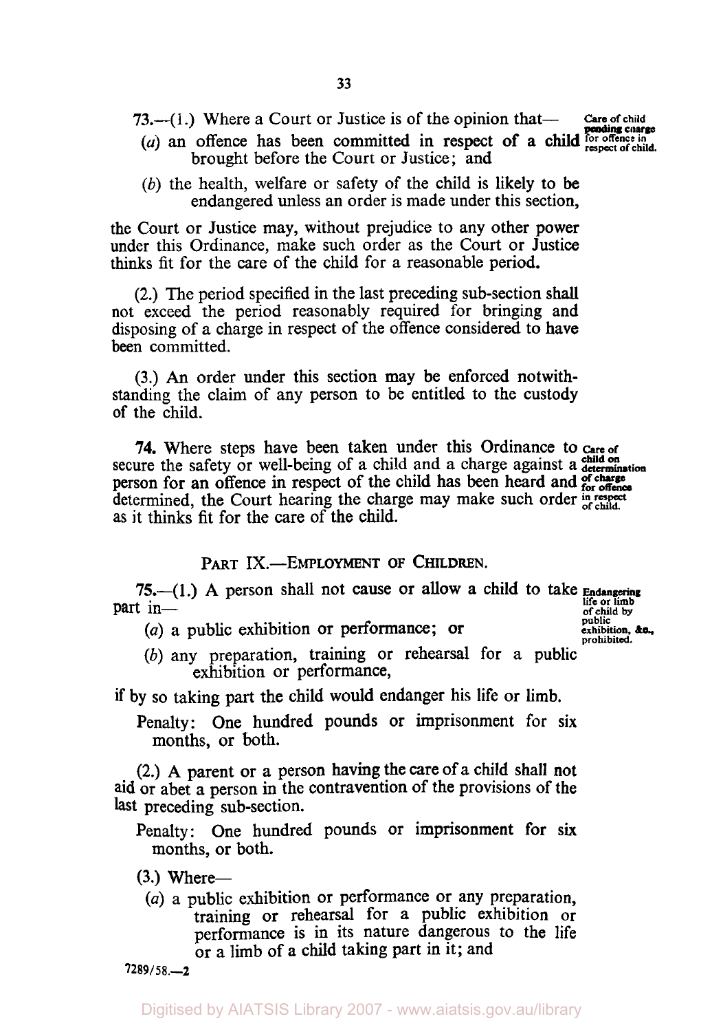73.—(1.) Where a Court or Justice is of the opinion that— **Care of child pending charge for offence in respect of child.**

(*a*) an offence has been committed in respect of a child brought before the Court or Justice; and

(*b*) the health, welfare or safety of the child is likely to be endangered unless an order is made under this section,

the Court or Justice may, without prejudice to any other power under this Ordinance, make such order as the Court or Justice thinks fit for the care of the child for a reasonable period.

(2.) The period specified in the last preceding sub-section shall not exceed the period reasonably required for bringing and disposing of a charge in respect of the offence considered to have been committed.

(3.) An order under this section may be enforced notwithstanding the claim of any person to be entitled to the custody of the child.

**74.** Where steps have been taken under this Ordinance to secure the safety or well-being of a child and a charge against a person for an offence in respect of the child has been heard and determined, the Court hearing the charge may make such order as it thinks fit for the care of the child. **Care of child on determination of charge for offence in respect of child.**

## PART IX.—EMPLOYMENT OF CHILDREN.

75.—(1.) A person shall not cause or allow a child to take part in— **Endangering life or limb of child by public exhibition, &c., prohibited.**

(*a*) a public exhibition or performance; or

(*b*) any preparation, training or rehearsal for a public exhibition or performance,

if by so taking part the child would endanger his life or limb.

Penalty: One hundred pounds or imprisonment for six months, or both.

(2.) A parent or a person having the care of a child shall not aid or abet a person in the contravention of the provisions of the last preceding sub-section.

Penalty: One hundred pounds or imprisonment for six months, or both.

(3.) Where—

(*a*) a public exhibition or performance or any preparation, training or rehearsal for a public exhibition or performance is in its nature dangerous to the life or a limb of a child taking part in it; and

7289/58.—2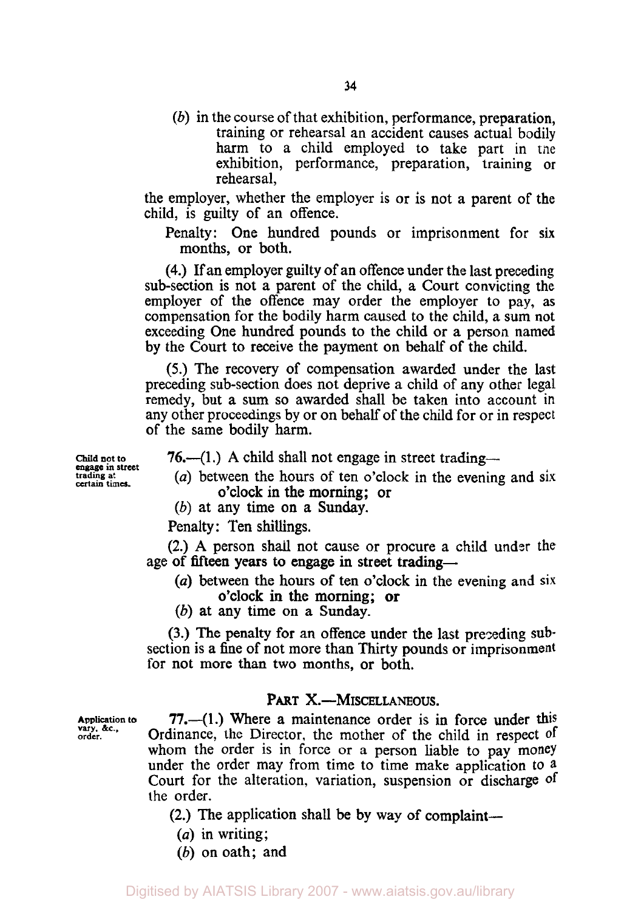(*b*) in the course of that exhibition, performance, preparation, training or rehearsal an accident causes actual bodily harm to a child employed to take part in the exhibition, performance, preparation, training or rehearsal,

the employer, whether the employer is or is not a parent of the child, is guilty of an offence.

Penalty: One hundred pounds or imprisonment for six months, or both.

(4.) If an employer guilty of an offence under the last preceding sub-section is not a parent of the child, a Court convicting the employer of the offence may order the employer to pay, as compensation for the bodily harm caused to the child, a sum not exceeding One hundred pounds to the child or a person named by the Court to receive the payment on behalf of the child.

(5.) The recovery of compensation awarded under the last preceding sub-section does not deprive a child of any other legal remedy, but a sum so awarded shall be taken into account in any other proceedings by or on behalf of the child for or in respect of the same bodily harm.

**Child not to engage in street trading at certain times.**

**76.**—(1.) A child shall not engage in street trading—

(*a*) between the hours of ten o'clock in the evening and six o'clock in the morning; or

(*b*) at any time on a Sunday.

Penalty: Ten shillings.

(2.) A person shall not cause or procure a child under the age of fifteen years to engage in street trading—

(*a*) between the hours of ten o'clock in the evening and six o'clock in the morning; or

(*b*) at any time on a Sunday.

(3.) The penalty for an offence under the last preceding sub-section is a fine of not more than Thirty pounds or imprisonment for not more than two months, or both.

## PART X.—MISCELLANEOUS.

**Application to vary, &c., order.**

**77.**—(1.) Where a maintenance order is in force under this Ordinance, the Director, the mother of the child in respect of whom the order is in force or a person liable to pay money under the order may from time to time make application to a Court for the alteration, variation, suspension or discharge of the order.

(2.) The application shall be by way of complaint—

(*a*) in writing;

(*b*) on oath; and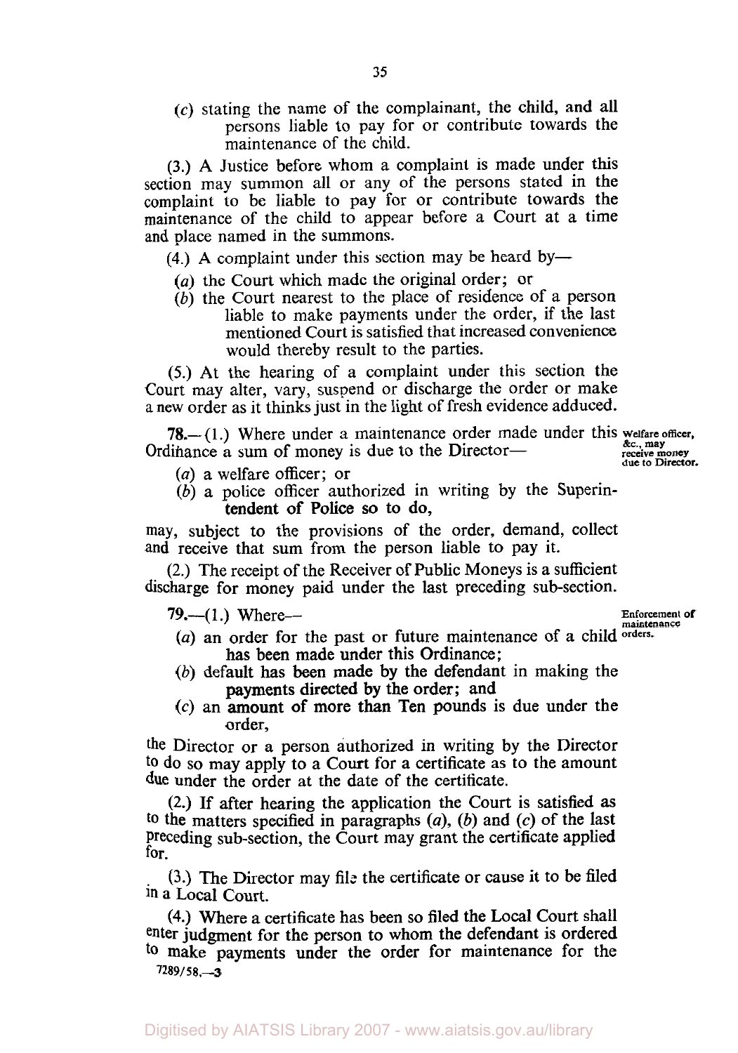(c) stating the name of the complainant, the child, and all persons liable to pay for or contribute towards the maintenance of the child.

(3.) A Justice before whom a complaint is made under this section may summon all or any of the persons stated in the complaint to be liable to pay for or contribute towards the maintenance of the child to appear before a Court at a time and place named in the summons.

(4.) A complaint under this section may be heard by—

(a) the Court which made the original order; or

(b) the Court nearest to the place of residence of a person liable to make payments under the order, if the last mentioned Court is satisfied that increased convenience would thereby result to the parties.

(5.) At the hearing of a complaint under this section the Court may alter, vary, suspend or discharge the order or make a new order as it thinks just in the light of fresh evidence adduced.

**Welfare officer, &c., may receive money due to Director.**

**78.**—(1.) Where under a maintenance order made under this Ordinance a sum of money is due to the Director—

(a) a welfare officer; or

(b) a police officer authorized in writing by the Superintendent of Police so to do,

may, subject to the provisions of the order, demand, collect and receive that sum from the person liable to pay it.

(2.) The receipt of the Receiver of Public Moneys is a sufficient discharge for money paid under the last preceding sub-section.

**Enforcement of maintenance orders.**

**79.**—(1.) Where—

(a) an order for the past or future maintenance of a child has been made under this Ordinance;

(b) default has been made by the defendant in making the payments directed by the order; and

(c) an amount of more than Ten pounds is due under the order,

the Director or a person authorized in writing by the Director to do so may apply to a Court for a certificate as to the amount due under the order at the date of the certificate.

(2.) If after hearing the application the Court is satisfied as to the matters specified in paragraphs (a), (b) and (c) of the last preceding sub-section, the Court may grant the certificate applied for.

(3.) The Director may file the certificate or cause it to be filed in a Local Court.

(4.) Where a certificate has been so filed the Local Court shall enter judgment for the person to whom the defendant is ordered to make payments under the order for maintenance for the

7289/58.—3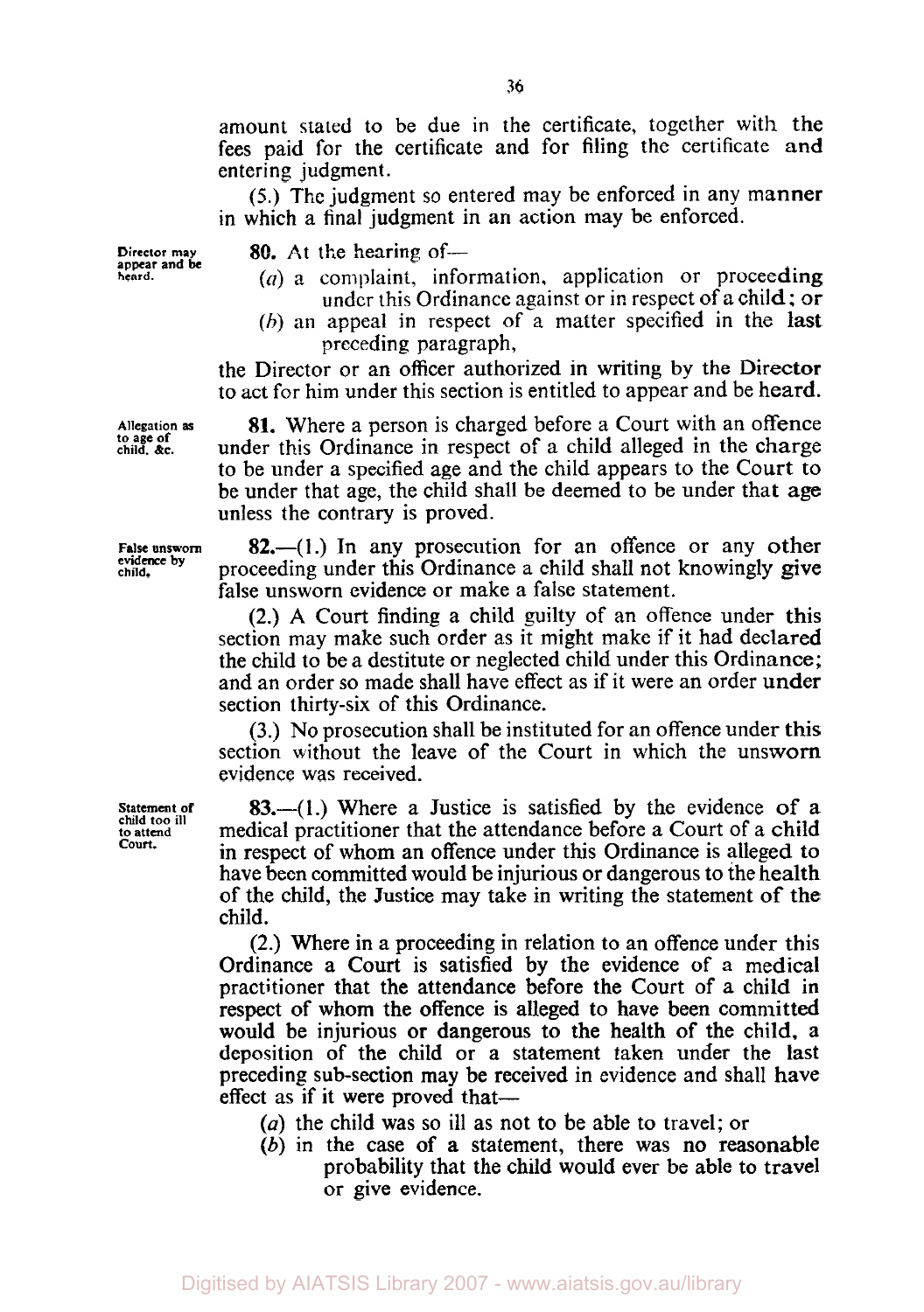amount stated to be due in the certificate, together with the fees paid for the certificate and for filing the certificate and entering judgment.

(5.) The judgment so entered may be enforced in any manner in which a final judgment in an action may be enforced.

**Director may appear and be heard.**

**80.** At the hearing of—

(*a*) a complaint, information, application or proceeding under this Ordinance against or in respect of a child; or

(*b*) an appeal in respect of a matter specified in the last preceding paragraph,

the Director or an officer authorized in writing by the Director to act for him under this section is entitled to appear and be heard.

**Allegation as to age of child, &c.**

**81.** Where a person is charged before a Court with an offence under this Ordinance in respect of a child alleged in the charge to be under a specified age and the child appears to the Court to be under that age, the child shall be deemed to be under that age unless the contrary is proved.

**False unsworn evidence by child.**

**82.**—(1.) In any prosecution for an offence or any other proceeding under this Ordinance a child shall not knowingly give false unsworn evidence or make a false statement.

(2.) A Court finding a child guilty of an offence under this section may make such order as it might make if it had declared the child to be a destitute or neglected child under this Ordinance; and an order so made shall have effect as if it were an order under section thirty-six of this Ordinance.

(3.) No prosecution shall be instituted for an offence under this section without the leave of the Court in which the unsworn evidence was received.

**Statement of child too ill to attend Court.**

**83.**—(1.) Where a Justice is satisfied by the evidence of a medical practitioner that the attendance before a Court of a child in respect of whom an offence under this Ordinance is alleged to have been committed would be injurious or dangerous to the health of the child, the Justice may take in writing the statement of the child.

(2.) Where in a proceeding in relation to an offence under this Ordinance a Court is satisfied by the evidence of a medical practitioner that the attendance before the Court of a child in respect of whom the offence is alleged to have been committed would be injurious or dangerous to the health of the child, a deposition of the child or a statement taken under the last preceding sub-section may be received in evidence and shall have effect as if it were proved that—

(*a*) the child was so ill as not to be able to travel; or

(*b*) in the case of a statement, there was no reasonable probability that the child would ever be able to travel or give evidence.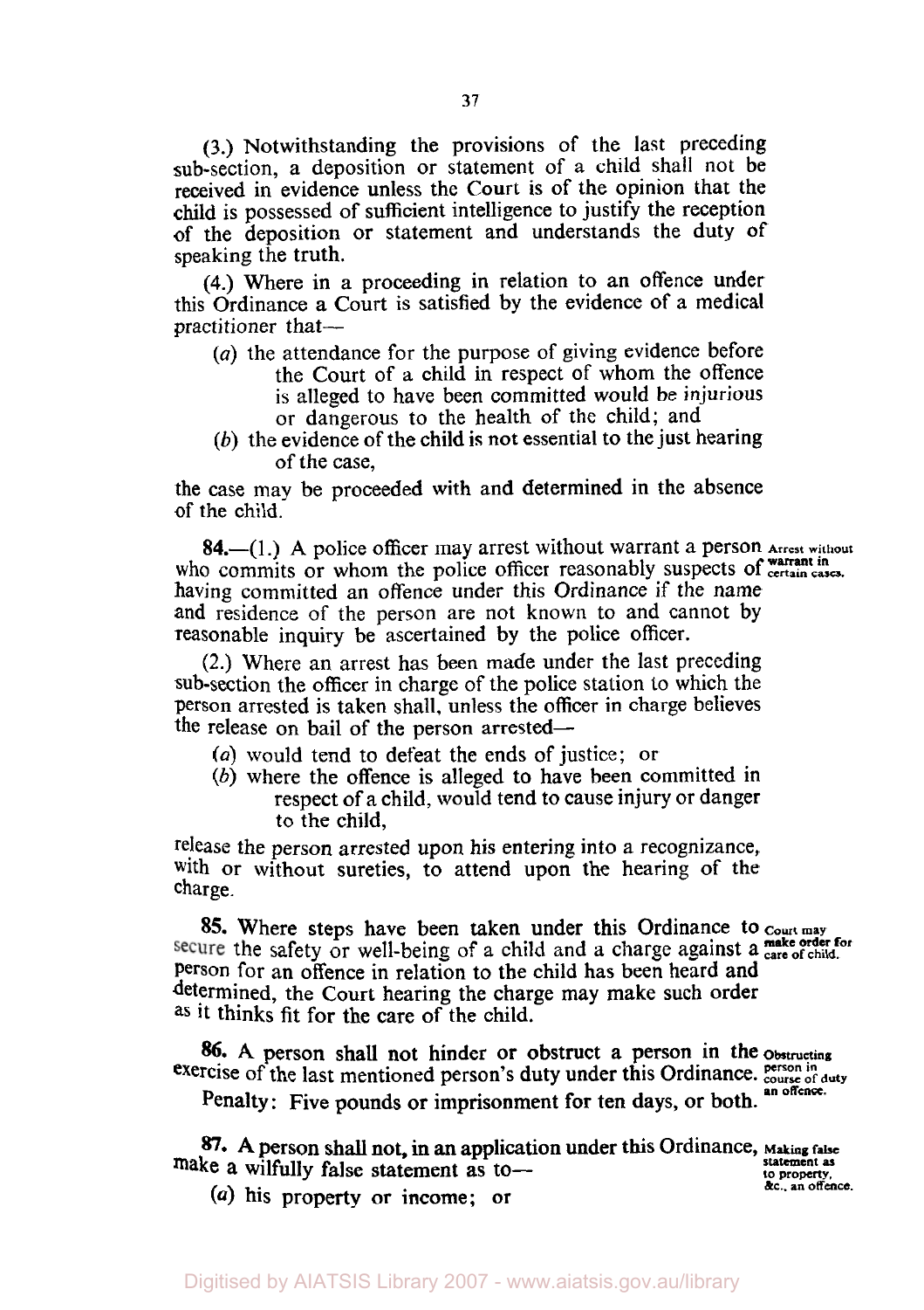(3.) Notwithstanding the provisions of the last preceding sub-section, a deposition or statement of a child shall not be received in evidence unless the Court is of the opinion that the child is possessed of sufficient intelligence to justify the reception of the deposition or statement and understands the duty of speaking the truth.

(4.) Where in a proceeding in relation to an offence under this Ordinance a Court is satisfied by the evidence of a medical practitioner that—

(*a*) the attendance for the purpose of giving evidence before the Court of a child in respect of whom the offence is alleged to have been committed would be injurious or dangerous to the health of the child; and

(*b*) the evidence of the child is not essential to the just hearing of the case,

the case may be proceeded with and determined in the absence of the child.

**84.**—(1.) A police officer may arrest without warrant a person who commits or whom the police officer reasonably suspects of having committed an offence under this Ordinance if the name and residence of the person are not known to and cannot by reasonable inquiry be ascertained by the police officer.

Arrest without warrant in certain cases.

(2.) Where an arrest has been made under the last preceding sub-section the officer in charge of the police station to which the person arrested is taken shall, unless the officer in charge believes the release on bail of the person arrested—

(*a*) would tend to defeat the ends of justice; or

(*b*) where the offence is alleged to have been committed in respect of a child, would tend to cause injury or danger to the child,

release the person arrested upon his entering into a recognizance, with or without sureties, to attend upon the hearing of the charge.

**85.** Where steps have been taken under this Ordinance to secure the safety or well-being of a child and a charge against a person for an offence in relation to the child has been heard and determined, the Court hearing the charge may make such order as it thinks fit for the care of the child.

Court may make order for care of child.

**86.** A person shall not hinder or obstruct a person in the exercise of the last mentioned person's duty under this Ordinance.

Obstructing person in course of duty an offence.

Penalty: Five pounds or imprisonment for ten days, or both.

**87.** A person shall not, in an application under this Ordinance, make a wilfully false statement as to—

Making false statement as to property, &c., an offence.

(*a*) his property or income; or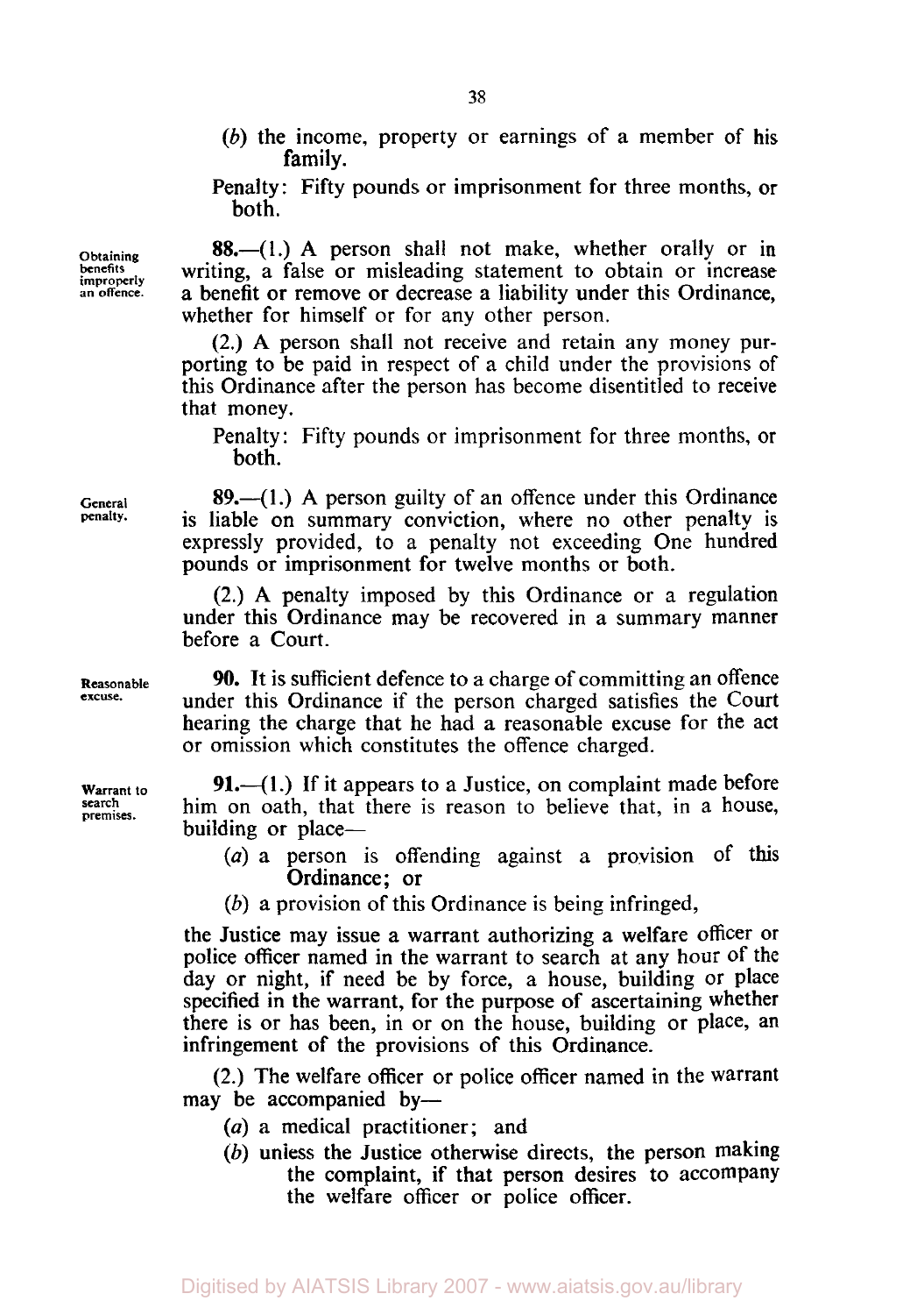(*b*) the income, property or earnings of a member of his family.

Penalty: Fifty pounds or imprisonment for three months, or both.

**Obtaining benefits improperly an offence.**

**88.**—(1.) A person shall not make, whether orally or in writing, a false or misleading statement to obtain or increase a benefit or remove or decrease a liability under this Ordinance, whether for himself or for any other person.

(2.) A person shall not receive and retain any money purporting to be paid in respect of a child under the provisions of this Ordinance after the person has become disentitled to receive that money.

Penalty: Fifty pounds or imprisonment for three months, or both.

**General penalty.**

**89.**—(1.) A person guilty of an offence under this Ordinance is liable on summary conviction, where no other penalty is expressly provided, to a penalty not exceeding One hundred pounds or imprisonment for twelve months or both.

(2.) A penalty imposed by this Ordinance or a regulation under this Ordinance may be recovered in a summary manner before a Court.

**Reasonable excuse.**

**90.** It is sufficient defence to a charge of committing an offence under this Ordinance if the person charged satisfies the Court hearing the charge that he had a reasonable excuse for the act or omission which constitutes the offence charged.

**Warrant to search premises.**

**91.**—(1.) If it appears to a Justice, on complaint made before him on oath, that there is reason to believe that, in a house, building or place—

(*a*) a person is offending against a provision of this Ordinance; or

(*b*) a provision of this Ordinance is being infringed,

the Justice may issue a warrant authorizing a welfare officer or police officer named in the warrant to search at any hour of the day or night, if need be by force, a house, building or place specified in the warrant, for the purpose of ascertaining whether there is or has been, in or on the house, building or place, an infringement of the provisions of this Ordinance.

(2.) The welfare officer or police officer named in the warrant may be accompanied by—

(*a*) a medical practitioner; and

(*b*) unless the Justice otherwise directs, the person making the complaint, if that person desires to accompany the welfare officer or police officer.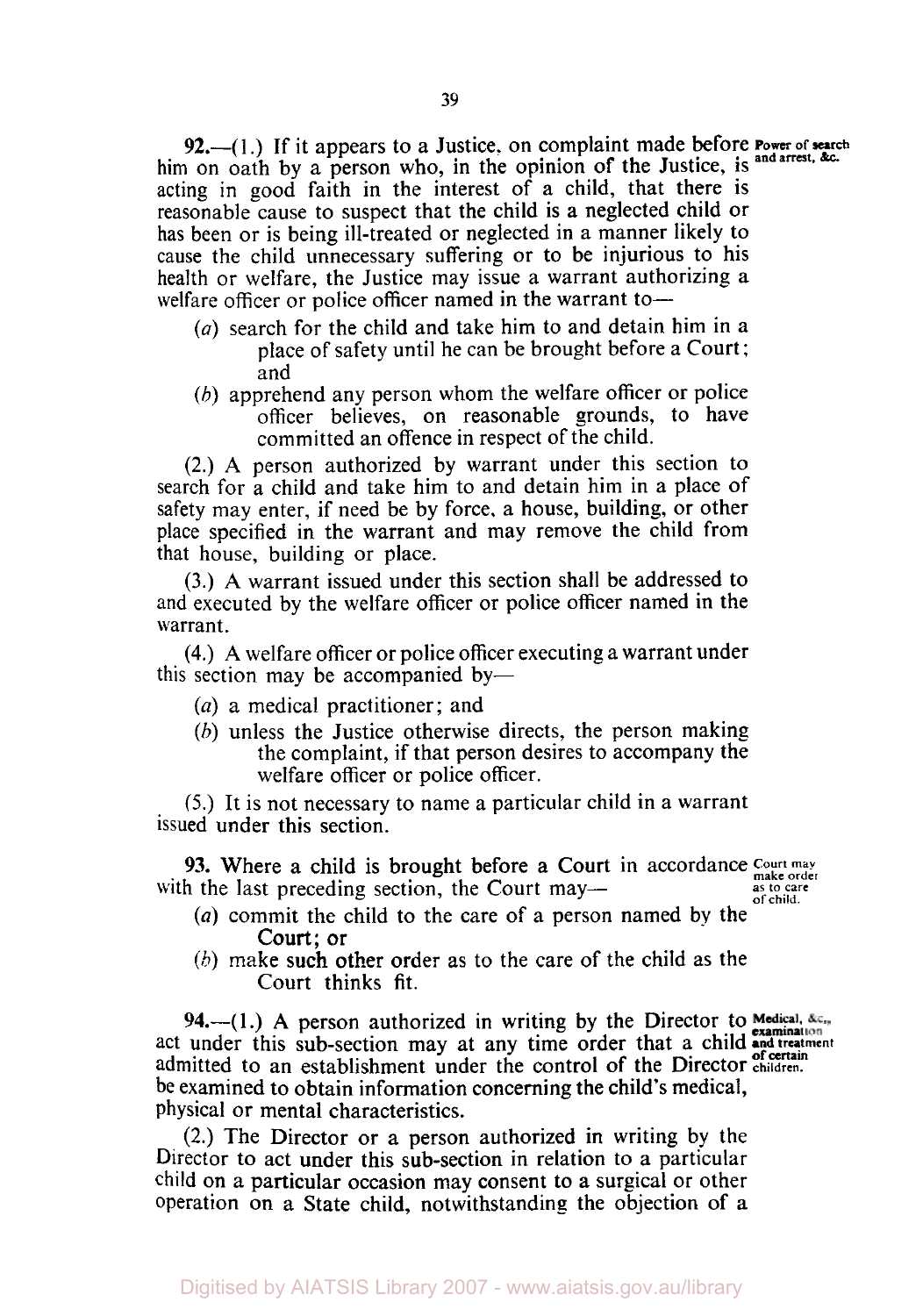**92.**—(1.) If it appears to a Justice, on complaint made before him on oath by a person who, in the opinion of the Justice, is acting in good faith in the interest of a child, that there is reasonable cause to suspect that the child is a neglected child or has been or is being ill-treated or neglected in a manner likely to cause the child unnecessary suffering or to be injurious to his health or welfare, the Justice may issue a warrant authorizing a welfare officer or police officer named in the warrant to—

**Power of search and arrest, &c.**

- (*a*) search for the child and take him to and detain him in a place of safety until he can be brought before a Court; and
- (*b*) apprehend any person whom the welfare officer or police officer believes, on reasonable grounds, to have committed an offence in respect of the child.

(2.) A person authorized by warrant under this section to search for a child and take him to and detain him in a place of safety may enter, if need be by force, a house, building, or other place specified in the warrant and may remove the child from that house, building or place.

(3.) A warrant issued under this section shall be addressed to and executed by the welfare officer or police officer named in the warrant.

(4.) A welfare officer or police officer executing a warrant under this section may be accompanied by—

- (*a*) a medical practitioner; and
- (*b*) unless the Justice otherwise directs, the person making the complaint, if that person desires to accompany the welfare officer or police officer.

(5.) It is not necessary to name a particular child in a warrant issued under this section.

**93.** Where a child is brought before a Court in accordance with the last preceding section, the Court may—

**Court may make order as to care of child.**

- (*a*) commit the child to the care of a person named by the Court; or
- (*b*) make such other order as to the care of the child as the Court thinks fit.

**94.**—(1.) A person authorized in writing by the Director to act under this sub-section may at any time order that a child admitted to an establishment under the control of the Director be examined to obtain information concerning the child's medical, physical or mental characteristics.

**Medical, &c., examination and treatment of certain children.**

(2.) The Director or a person authorized in writing by the Director to act under this sub-section in relation to a particular child on a particular occasion may consent to a surgical or other operation on a State child, notwithstanding the objection of a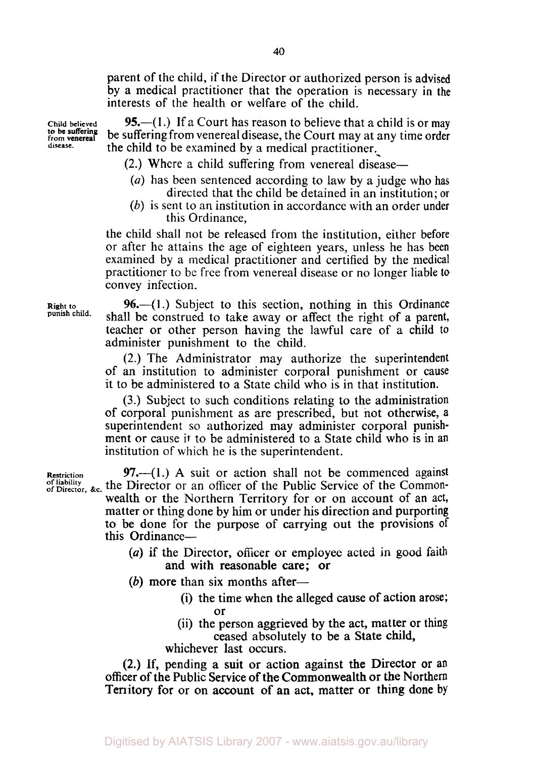parent of the child, if the Director or authorized person is advised by a medical practitioner that the operation is necessary in the interests of the health or welfare of the child.

**Child believed to be suffering from venereal disease.**

**95.**—(1.) If a Court has reason to believe that a child is or may be suffering from venereal disease, the Court may at any time order the child to be examined by a medical practitioner.

(2.) Where a child suffering from venereal disease—

(*a*) has been sentenced according to law by a judge who has directed that the child be detained in an institution; or

(*b*) is sent to an institution in accordance with an order under this Ordinance,

the child shall not be released from the institution, either before or after he attains the age of eighteen years, unless he has been examined by a medical practitioner and certified by the medical practitioner to be free from venereal disease or no longer liable to convey infection.

**Right to punish child.**

**96.**—(1.) Subject to this section, nothing in this Ordinance shall be construed to take away or affect the right of a parent, teacher or other person having the lawful care of a child to administer punishment to the child.

(2.) The Administrator may authorize the superintendent of an institution to administer corporal punishment or cause it to be administered to a State child who is in that institution.

(3.) Subject to such conditions relating to the administration of corporal punishment as are prescribed, but not otherwise, a superintendent so authorized may administer corporal punishment or cause it to be administered to a State child who is in an institution of which he is the superintendent.

**Restriction of liability of Director, &c.**

**97.**—(1.) A suit or action shall not be commenced against the Director or an officer of the Public Service of the Commonwealth or the Northern Territory for or on account of an act, matter or thing done by him or under his direction and purporting to be done for the purpose of carrying out the provisions of this Ordinance—

(*a*) if the Director, officer or employee acted in good faith and with reasonable care; or

(*b*) more than six months after—

(i) the time when the alleged cause of action arose; or

(ii) the person aggrieved by the act, matter or thing ceased absolutely to be a State child,

whichever last occurs.

(2.) If, pending a suit or action against the Director or an officer of the Public Service of the Commonwealth or the Northern Territory for or on account of an act, matter or thing done by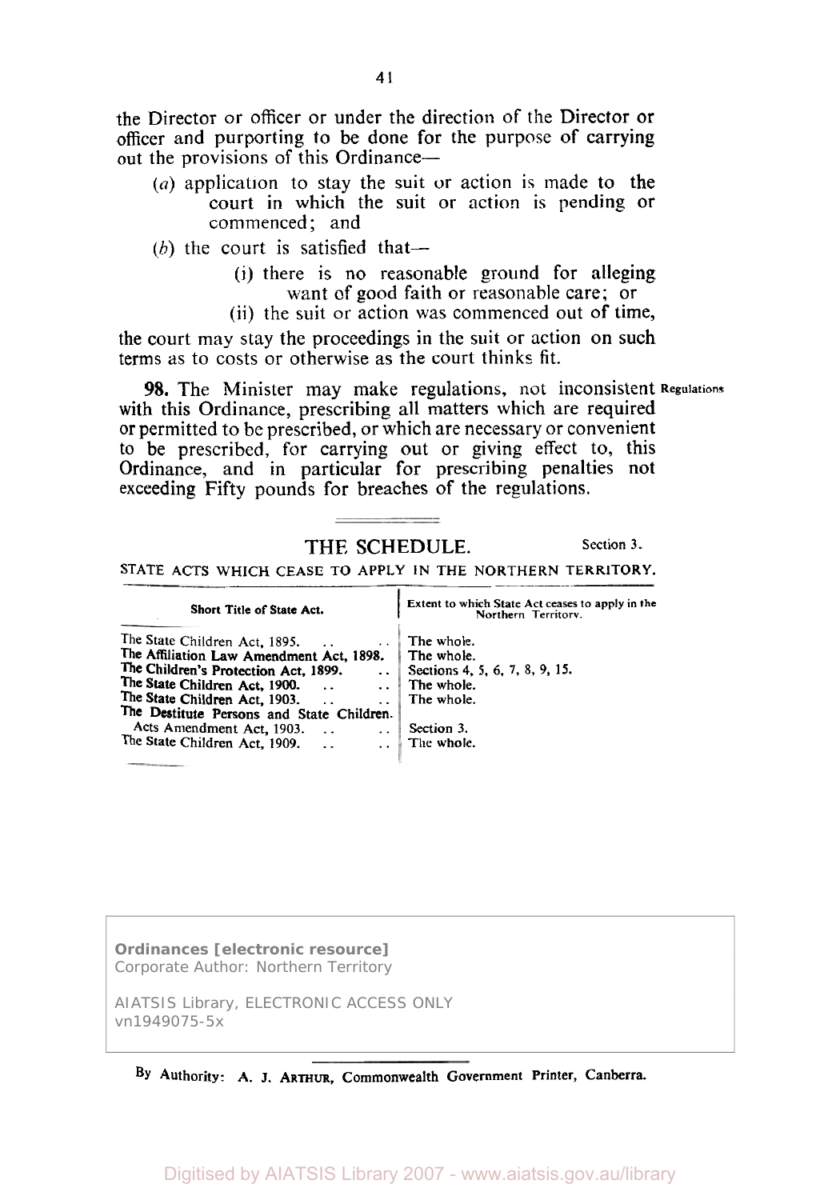the Director or officer or under the direction of the Director or officer and purporting to be done for the purpose of carrying out the provisions of this Ordinance—

(*a*) application to stay the suit or action is made to the court in which the suit or action is pending or commenced; and

(*b*) the court is satisfied that—

(i) there is no reasonable ground for alleging want of good faith or reasonable care; or

(ii) the suit or action was commenced out of time,

the court may stay the proceedings in the suit or action on such terms as to costs or otherwise as the court thinks fit.

**98.** The Minister may make regulations, not inconsistent with this Ordinance, prescribing all matters which are required or permitted to be prescribed, or which are necessary or convenient to be prescribed, for carrying out or giving effect to, this Ordinance, and in particular for prescribing penalties not exceeding Fifty pounds for breaches of the regulations. Regulations.

## THE SCHEDULE.

Section 3.

STATE ACTS WHICH CEASE TO APPLY IN THE NORTHERN TERRITORY.

| Short Title of State Act. | Extent to which State Act ceases to apply in the Northern Territory. |
|---|---|
| The State Children Act, 1895. | The whole. |
| The Affiliation Law Amendment Act, 1898. | The whole. |
| The Children's Protection Act, 1899. | Sections 4, 5, 6, 7, 8, 9, 15. |
| The State Children Act, 1900. | The whole. |
| The State Children Act, 1903. | The whole. |
| The Destitute Persons and State Children Acts Amendment Act, 1903. | Section 3. |
| The State Children Act, 1909. | The whole. |

**Ordinances [electronic resource]**
Corporate Author: Northern Territory

AIATSIS Library, ELECTRONIC ACCESS ONLY
vn1949075-5x

By Authority: A. J. ARTHUR, Commonwealth Government Printer, Canberra.